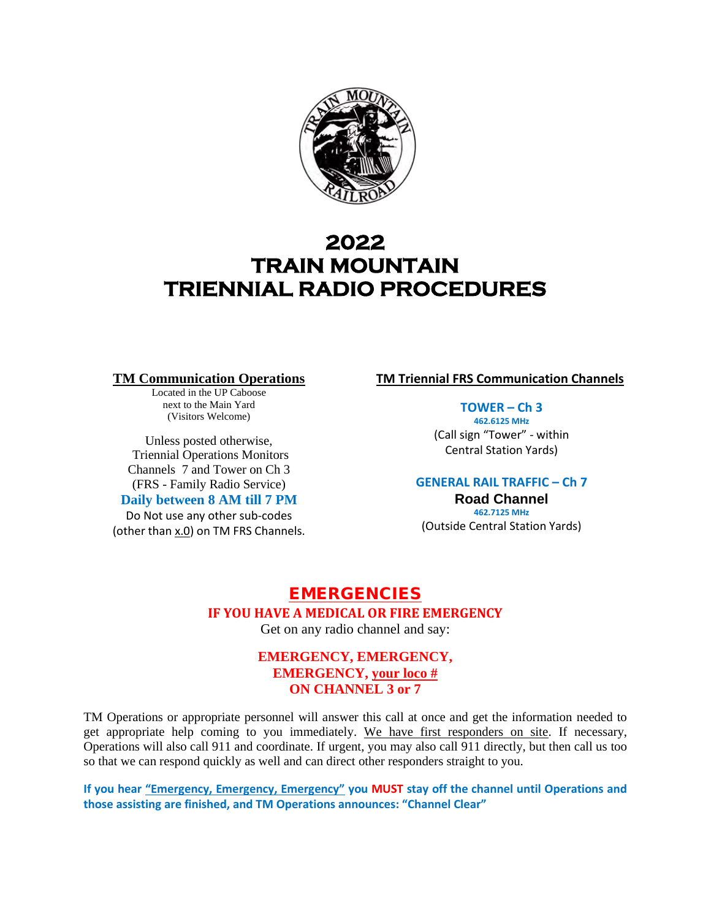# 2022
# TRAIN MOUNTAIN
# TRIENNIAL RADIO PROCEDURES

**TM Communication Operations**

Located in the UP Caboose
next to the Main Yard
(Visitors Welcome)

Unless posted otherwise,
Triennial Operations Monitors
Channels 7 and Tower on Ch 3
(FRS - Family Radio Service)

**Daily between 8 AM till 7 PM**

Do Not use any other sub-codes
(other than x.0) on TM FRS Channels.

**TM Triennial FRS Communication Channels**

**TOWER – Ch 3**
**462.6125 MHz**
(Call sign "Tower" - within
Central Station Yards)

**GENERAL RAIL TRAFFIC – Ch 7**
**Road Channel**
**462.7125 MHz**
(Outside Central Station Yards)

## EMERGENCIES

**IF YOU HAVE A MEDICAL OR FIRE EMERGENCY**

Get on any radio channel and say:

**EMERGENCY, EMERGENCY,**
**EMERGENCY, your loco #**
**ON CHANNEL 3 or 7**

TM Operations or appropriate personnel will answer this call at once and get the information needed to get appropriate help coming to you immediately. We have first responders on site. If necessary, Operations will also call 911 and coordinate. If urgent, you may also call 911 directly, but then call us too so that we can respond quickly as well and can direct other responders straight to you.

**If you hear "Emergency, Emergency, Emergency" you MUST stay off the channel until Operations and those assisting are finished, and TM Operations announces: "Channel Clear"**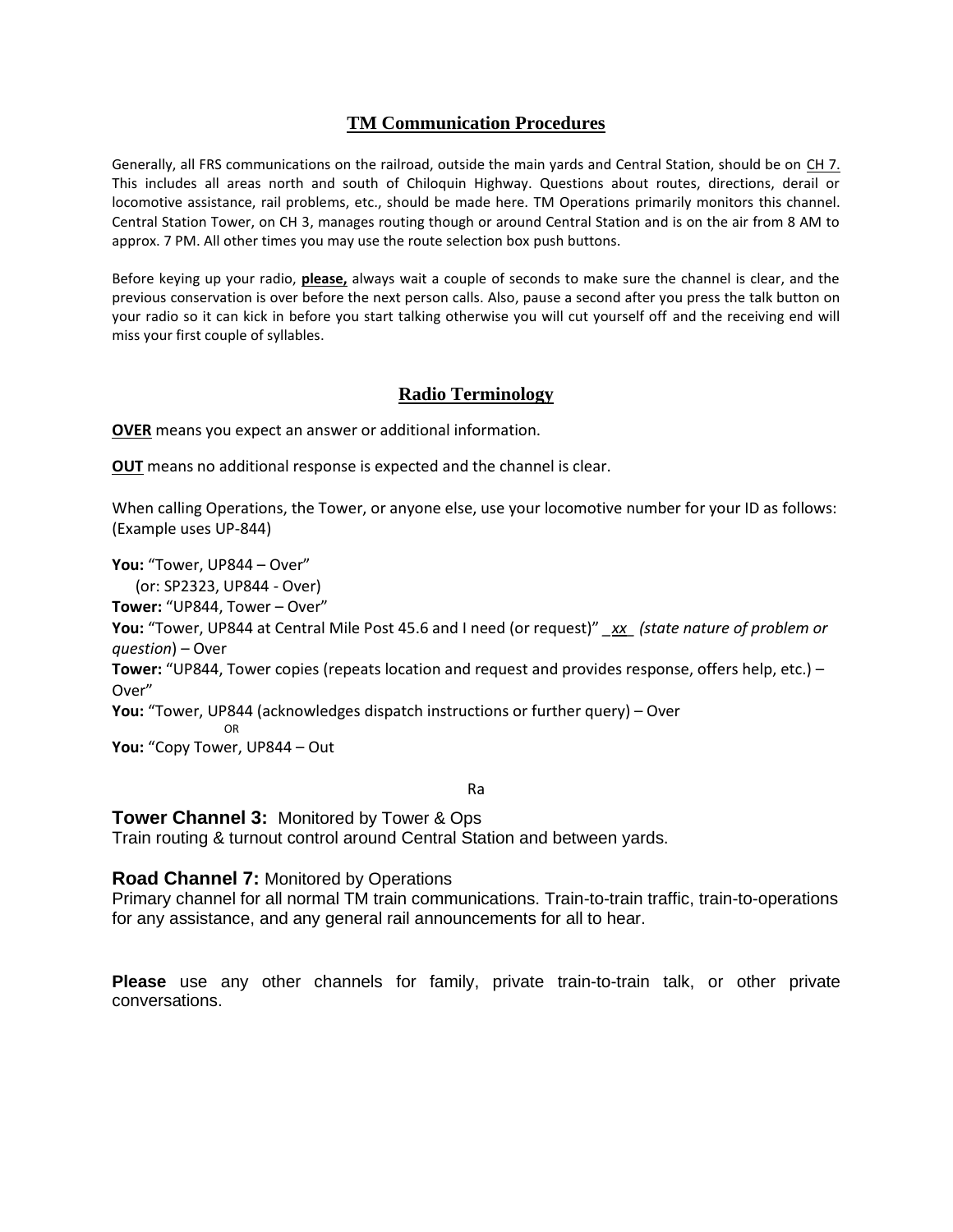## TM Communication Procedures

Generally, all FRS communications on the railroad, outside the main yards and Central Station, should be on CH 7. This includes all areas north and south of Chiloquin Highway. Questions about routes, directions, derail or locomotive assistance, rail problems, etc., should be made here. TM Operations primarily monitors this channel. Central Station Tower, on CH 3, manages routing though or around Central Station and is on the air from 8 AM to approx. 7 PM. All other times you may use the route selection box push buttons.

Before keying up your radio, **please,** always wait a couple of seconds to make sure the channel is clear, and the previous conservation is over before the next person calls. Also, pause a second after you press the talk button on your radio so it can kick in before you start talking otherwise you will cut yourself off and the receiving end will miss your first couple of syllables.

## Radio Terminology

**OVER** means you expect an answer or additional information.

**OUT** means no additional response is expected and the channel is clear.

When calling Operations, the Tower, or anyone else, use your locomotive number for your ID as follows: (Example uses UP-844)

**You:** "Tower, UP844 – Over"
 (or: SP2323, UP844 - Over)
**Tower:** "UP844, Tower – Over"
**You:** "Tower, UP844 at Central Mile Post 45.6 and I need (or request)" _*xx*_ *(state nature of problem or question*) – Over
**Tower:** "UP844, Tower copies (repeats location and request and provides response, offers help, etc.) – Over"
**You:** "Tower, UP844 (acknowledges dispatch instructions or further query) – Over
OR
**You:** "Copy Tower, UP844 – Out

Ra

**Tower Channel 3:** Monitored by Tower & Ops
Train routing & turnout control around Central Station and between yards.

**Road Channel 7:** Monitored by Operations
Primary channel for all normal TM train communications. Train-to-train traffic, train-to-operations for any assistance, and any general rail announcements for all to hear.

**Please** use any other channels for family, private train-to-train talk, or other private conversations.